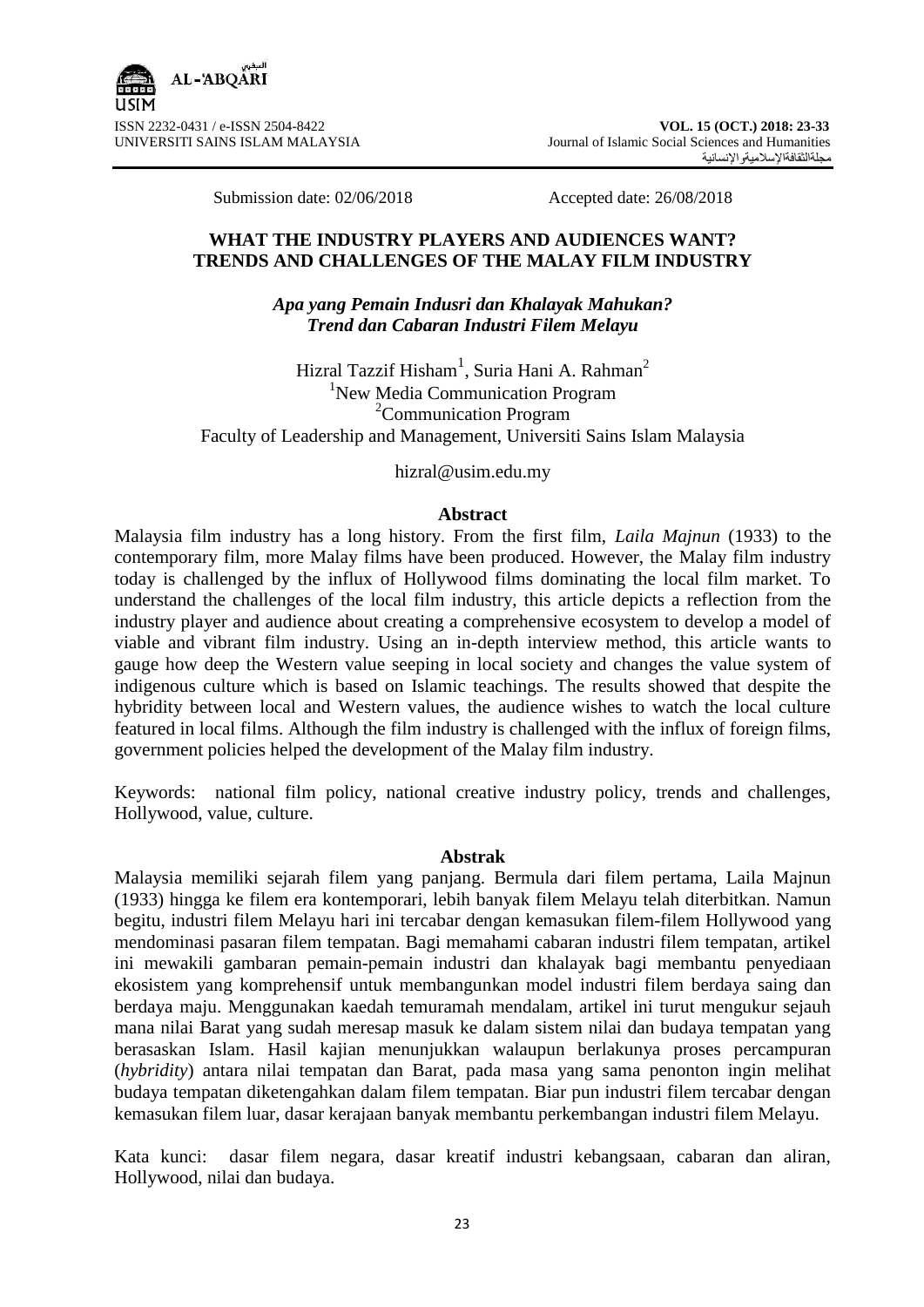Submission date: 02/06/2018 Accepted date: 26/08/2018

# WHAT THE INDUSTRY PLAYERS AND AUDIENCES WANT? TRENDS AND CHALLENGES OF THE MALAY FILM INDUSTRY

***Apa yang Pemain Indusri dan Khalayak Mahukan? Trend dan Cabaran Industri Filem Melayu***

Hizral Tazzif Hisham[1], Suria Hani A. Rahman[2]

[1]New Media Communication Program

[2]Communication Program

Faculty of Leadership and Management, Universiti Sains Islam Malaysia

hizral@usim.edu.my

## Abstract

Malaysia film industry has a long history. From the first film, *Laila Majnun* (1933) to the contemporary film, more Malay films have been produced. However, the Malay film industry today is challenged by the influx of Hollywood films dominating the local film market. To understand the challenges of the local film industry, this article depicts a reflection from the industry player and audience about creating a comprehensive ecosystem to develop a model of viable and vibrant film industry. Using an in-depth interview method, this article wants to gauge how deep the Western value seeping in local society and changes the value system of indigenous culture which is based on Islamic teachings. The results showed that despite the hybridity between local and Western values, the audience wishes to watch the local culture featured in local films. Although the film industry is challenged with the influx of foreign films, government policies helped the development of the Malay film industry.

Keywords: national film policy, national creative industry policy, trends and challenges, Hollywood, value, culture.

## Abstrak

Malaysia memiliki sejarah filem yang panjang. Bermula dari filem pertama, Laila Majnun (1933) hingga ke filem era kontemporari, lebih banyak filem Melayu telah diterbitkan. Namun begitu, industri filem Melayu hari ini tercabar dengan kemasukan filem-filem Hollywood yang mendominasi pasaran filem tempatan. Bagi memahami cabaran industri filem tempatan, artikel ini mewakili gambaran pemain-pemain industri dan khalayak bagi membantu penyediaan ekosistem yang komprehensif untuk membangunkan model industri filem berdaya saing dan berdaya maju. Menggunakan kaedah temuramah mendalam, artikel ini turut mengukur sejauh mana nilai Barat yang sudah meresap masuk ke dalam sistem nilai dan budaya tempatan yang berasaskan Islam. Hasil kajian menunjukkan walaupun berlakunya proses percampuran (*hybridity*) antara nilai tempatan dan Barat, pada masa yang sama penonton ingin melihat budaya tempatan diketengahkan dalam filem tempatan. Biar pun industri filem tercabar dengan kemasukan filem luar, dasar kerajaan banyak membantu perkembangan industri filem Melayu.

Kata kunci: dasar filem negara, dasar kreatif industri kebangsaan, cabaran dan aliran, Hollywood, nilai dan budaya.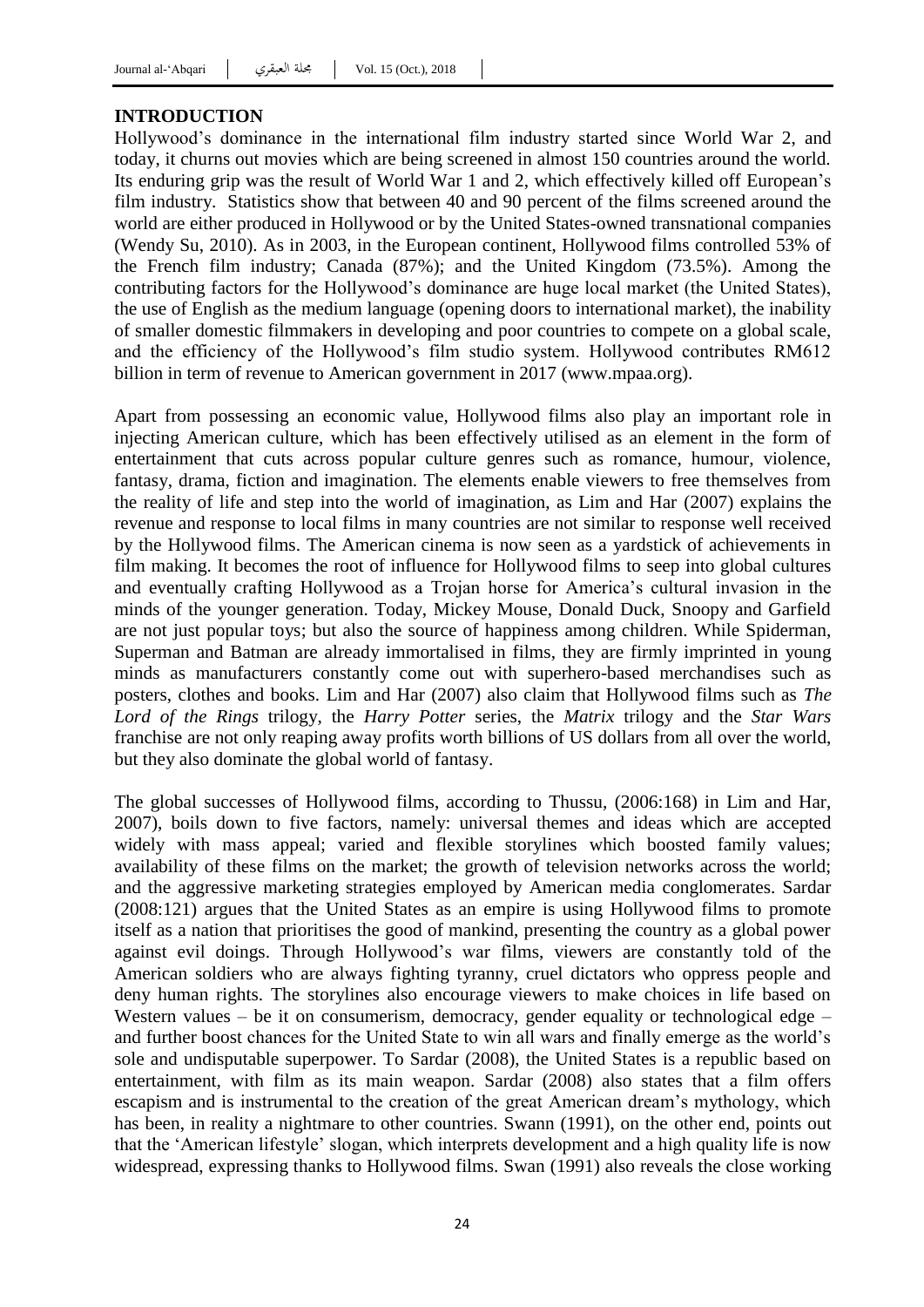## INTRODUCTION

Hollywood's dominance in the international film industry started since World War 2, and today, it churns out movies which are being screened in almost 150 countries around the world. Its enduring grip was the result of World War 1 and 2, which effectively killed off European's film industry. Statistics show that between 40 and 90 percent of the films screened around the world are either produced in Hollywood or by the United States-owned transnational companies (Wendy Su, 2010). As in 2003, in the European continent, Hollywood films controlled 53% of the French film industry; Canada (87%); and the United Kingdom (73.5%). Among the contributing factors for the Hollywood's dominance are huge local market (the United States), the use of English as the medium language (opening doors to international market), the inability of smaller domestic filmmakers in developing and poor countries to compete on a global scale, and the efficiency of the Hollywood's film studio system. Hollywood contributes RM612 billion in term of revenue to American government in 2017 (www.mpaa.org).

Apart from possessing an economic value, Hollywood films also play an important role in injecting American culture, which has been effectively utilised as an element in the form of entertainment that cuts across popular culture genres such as romance, humour, violence, fantasy, drama, fiction and imagination. The elements enable viewers to free themselves from the reality of life and step into the world of imagination, as Lim and Har (2007) explains the revenue and response to local films in many countries are not similar to response well received by the Hollywood films. The American cinema is now seen as a yardstick of achievements in film making. It becomes the root of influence for Hollywood films to seep into global cultures and eventually crafting Hollywood as a Trojan horse for America's cultural invasion in the minds of the younger generation. Today, Mickey Mouse, Donald Duck, Snoopy and Garfield are not just popular toys; but also the source of happiness among children. While Spiderman, Superman and Batman are already immortalised in films, they are firmly imprinted in young minds as manufacturers constantly come out with superhero-based merchandises such as posters, clothes and books. Lim and Har (2007) also claim that Hollywood films such as *The Lord of the Rings* trilogy, the *Harry Potter* series, the *Matrix* trilogy and the *Star Wars* franchise are not only reaping away profits worth billions of US dollars from all over the world, but they also dominate the global world of fantasy.

The global successes of Hollywood films, according to Thussu, (2006:168) in Lim and Har, 2007), boils down to five factors, namely: universal themes and ideas which are accepted widely with mass appeal; varied and flexible storylines which boosted family values; availability of these films on the market; the growth of television networks across the world; and the aggressive marketing strategies employed by American media conglomerates. Sardar (2008:121) argues that the United States as an empire is using Hollywood films to promote itself as a nation that prioritises the good of mankind, presenting the country as a global power against evil doings. Through Hollywood's war films, viewers are constantly told of the American soldiers who are always fighting tyranny, cruel dictators who oppress people and deny human rights. The storylines also encourage viewers to make choices in life based on Western values – be it on consumerism, democracy, gender equality or technological edge – and further boost chances for the United State to win all wars and finally emerge as the world's sole and undisputable superpower. To Sardar (2008), the United States is a republic based on entertainment, with film as its main weapon. Sardar (2008) also states that a film offers escapism and is instrumental to the creation of the great American dream's mythology, which has been, in reality a nightmare to other countries. Swann (1991), on the other end, points out that the 'American lifestyle' slogan, which interprets development and a high quality life is now widespread, expressing thanks to Hollywood films. Swan (1991) also reveals the close working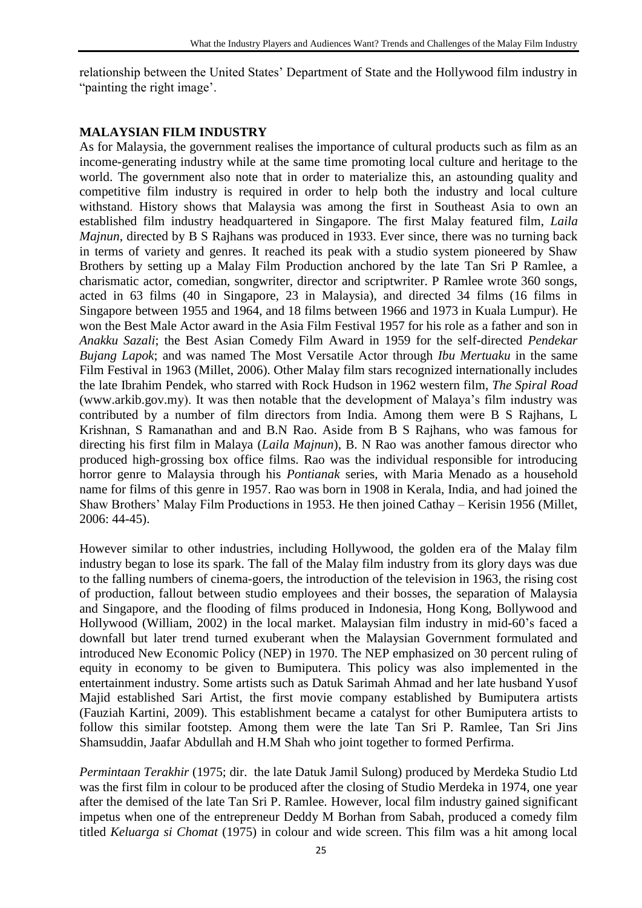relationship between the United States' Department of State and the Hollywood film industry in "painting the right image'.

## MALAYSIAN FILM INDUSTRY

As for Malaysia, the government realises the importance of cultural products such as film as an income-generating industry while at the same time promoting local culture and heritage to the world. The government also note that in order to materialize this, an astounding quality and competitive film industry is required in order to help both the industry and local culture withstand. History shows that Malaysia was among the first in Southeast Asia to own an established film industry headquartered in Singapore. The first Malay featured film, *Laila Majnun*, directed by B S Rajhans was produced in 1933. Ever since, there was no turning back in terms of variety and genres. It reached its peak with a studio system pioneered by Shaw Brothers by setting up a Malay Film Production anchored by the late Tan Sri P Ramlee, a charismatic actor, comedian, songwriter, director and scriptwriter. P Ramlee wrote 360 songs, acted in 63 films (40 in Singapore, 23 in Malaysia), and directed 34 films (16 films in Singapore between 1955 and 1964, and 18 films between 1966 and 1973 in Kuala Lumpur). He won the Best Male Actor award in the Asia Film Festival 1957 for his role as a father and son in *Anakku Sazali*; the Best Asian Comedy Film Award in 1959 for the self-directed *Pendekar Bujang Lapok*; and was named The Most Versatile Actor through *Ibu Mertuaku* in the same Film Festival in 1963 (Millet, 2006). Other Malay film stars recognized internationally includes the late Ibrahim Pendek, who starred with Rock Hudson in 1962 western film, *The Spiral Road* (www.arkib.gov.my). It was then notable that the development of Malaya's film industry was contributed by a number of film directors from India. Among them were B S Rajhans, L Krishnan, S Ramanathan and and B.N Rao. Aside from B S Rajhans, who was famous for directing his first film in Malaya (*Laila Majnun*), B. N Rao was another famous director who produced high-grossing box office films. Rao was the individual responsible for introducing horror genre to Malaysia through his *Pontianak* series, with Maria Menado as a household name for films of this genre in 1957. Rao was born in 1908 in Kerala, India, and had joined the Shaw Brothers' Malay Film Productions in 1953. He then joined Cathay – Kerisin 1956 (Millet, 2006: 44-45).

However similar to other industries, including Hollywood, the golden era of the Malay film industry began to lose its spark. The fall of the Malay film industry from its glory days was due to the falling numbers of cinema-goers, the introduction of the television in 1963, the rising cost of production, fallout between studio employees and their bosses, the separation of Malaysia and Singapore, and the flooding of films produced in Indonesia, Hong Kong, Bollywood and Hollywood (William, 2002) in the local market. Malaysian film industry in mid-60's faced a downfall but later trend turned exuberant when the Malaysian Government formulated and introduced New Economic Policy (NEP) in 1970. The NEP emphasized on 30 percent ruling of equity in economy to be given to Bumiputera. This policy was also implemented in the entertainment industry. Some artists such as Datuk Sarimah Ahmad and her late husband Yusof Majid established Sari Artist, the first movie company established by Bumiputera artists (Fauziah Kartini, 2009). This establishment became a catalyst for other Bumiputera artists to follow this similar footstep. Among them were the late Tan Sri P. Ramlee, Tan Sri Jins Shamsuddin, Jaafar Abdullah and H.M Shah who joint together to formed Perfirma.

*Permintaan Terakhir* (1975; dir. the late Datuk Jamil Sulong) produced by Merdeka Studio Ltd was the first film in colour to be produced after the closing of Studio Merdeka in 1974, one year after the demised of the late Tan Sri P. Ramlee. However, local film industry gained significant impetus when one of the entrepreneur Deddy M Borhan from Sabah, produced a comedy film titled *Keluarga si Chomat* (1975) in colour and wide screen. This film was a hit among local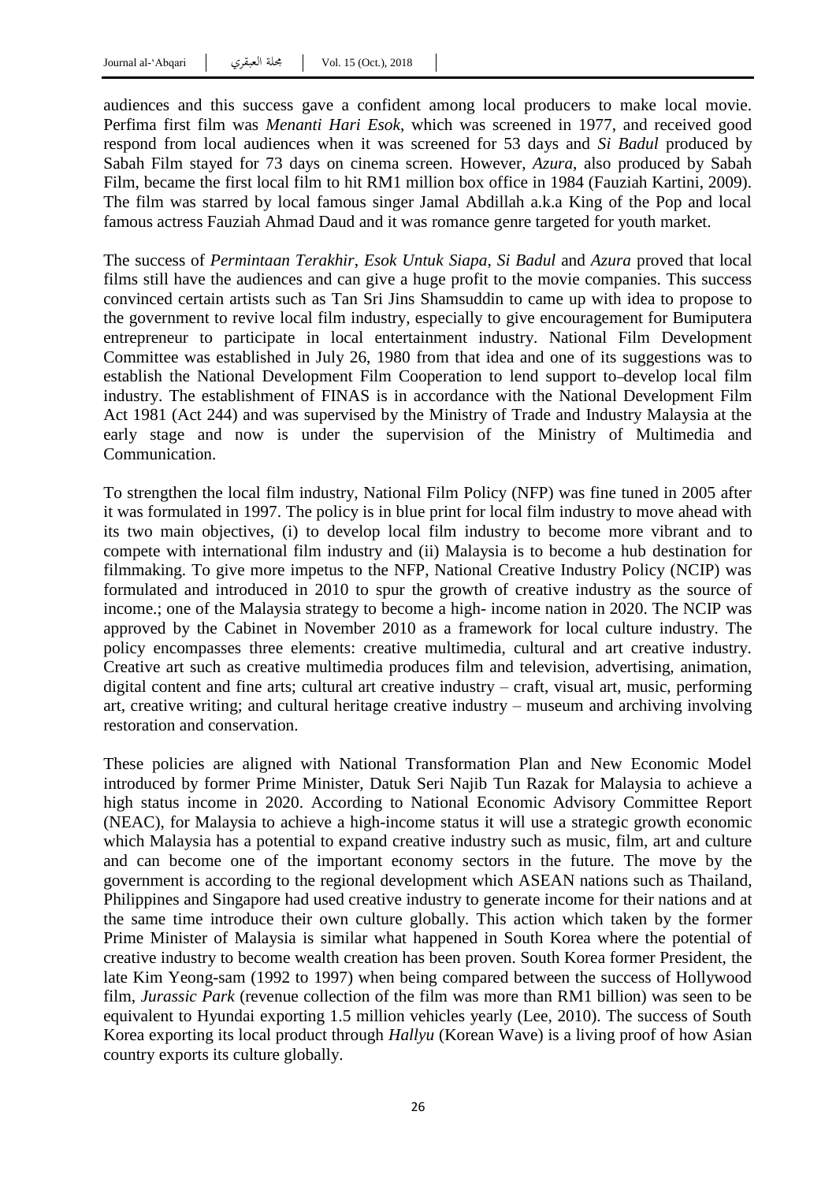audiences and this success gave a confident among local producers to make local movie. Perfima first film was *Menanti Hari Esok*, which was screened in 1977, and received good respond from local audiences when it was screened for 53 days and *Si Badul* produced by Sabah Film stayed for 73 days on cinema screen. However, *Azura*, also produced by Sabah Film, became the first local film to hit RM1 million box office in 1984 (Fauziah Kartini, 2009). The film was starred by local famous singer Jamal Abdillah a.k.a King of the Pop and local famous actress Fauziah Ahmad Daud and it was romance genre targeted for youth market.

The success of *Permintaan Terakhir*, *Esok Untuk Siapa*, *Si Badul* and *Azura* proved that local films still have the audiences and can give a huge profit to the movie companies. This success convinced certain artists such as Tan Sri Jins Shamsuddin to came up with idea to propose to the government to revive local film industry, especially to give encouragement for Bumiputera entrepreneur to participate in local entertainment industry. National Film Development Committee was established in July 26, 1980 from that idea and one of its suggestions was to establish the National Development Film Cooperation to lend support to develop local film industry. The establishment of FINAS is in accordance with the National Development Film Act 1981 (Act 244) and was supervised by the Ministry of Trade and Industry Malaysia at the early stage and now is under the supervision of the Ministry of Multimedia and Communication.

To strengthen the local film industry, National Film Policy (NFP) was fine tuned in 2005 after it was formulated in 1997. The policy is in blue print for local film industry to move ahead with its two main objectives, (i) to develop local film industry to become more vibrant and to compete with international film industry and (ii) Malaysia is to become a hub destination for filmmaking. To give more impetus to the NFP, National Creative Industry Policy (NCIP) was formulated and introduced in 2010 to spur the growth of creative industry as the source of income.; one of the Malaysia strategy to become a high- income nation in 2020. The NCIP was approved by the Cabinet in November 2010 as a framework for local culture industry. The policy encompasses three elements: creative multimedia, cultural and art creative industry. Creative art such as creative multimedia produces film and television, advertising, animation, digital content and fine arts; cultural art creative industry – craft, visual art, music, performing art, creative writing; and cultural heritage creative industry – museum and archiving involving restoration and conservation.

These policies are aligned with National Transformation Plan and New Economic Model introduced by former Prime Minister, Datuk Seri Najib Tun Razak for Malaysia to achieve a high status income in 2020. According to National Economic Advisory Committee Report (NEAC), for Malaysia to achieve a high-income status it will use a strategic growth economic which Malaysia has a potential to expand creative industry such as music, film, art and culture and can become one of the important economy sectors in the future. The move by the government is according to the regional development which ASEAN nations such as Thailand, Philippines and Singapore had used creative industry to generate income for their nations and at the same time introduce their own culture globally. This action which taken by the former Prime Minister of Malaysia is similar what happened in South Korea where the potential of creative industry to become wealth creation has been proven. South Korea former President, the late Kim Yeong-sam (1992 to 1997) when being compared between the success of Hollywood film, *Jurassic Park* (revenue collection of the film was more than RM1 billion) was seen to be equivalent to Hyundai exporting 1.5 million vehicles yearly (Lee, 2010). The success of South Korea exporting its local product through *Hallyu* (Korean Wave) is a living proof of how Asian country exports its culture globally.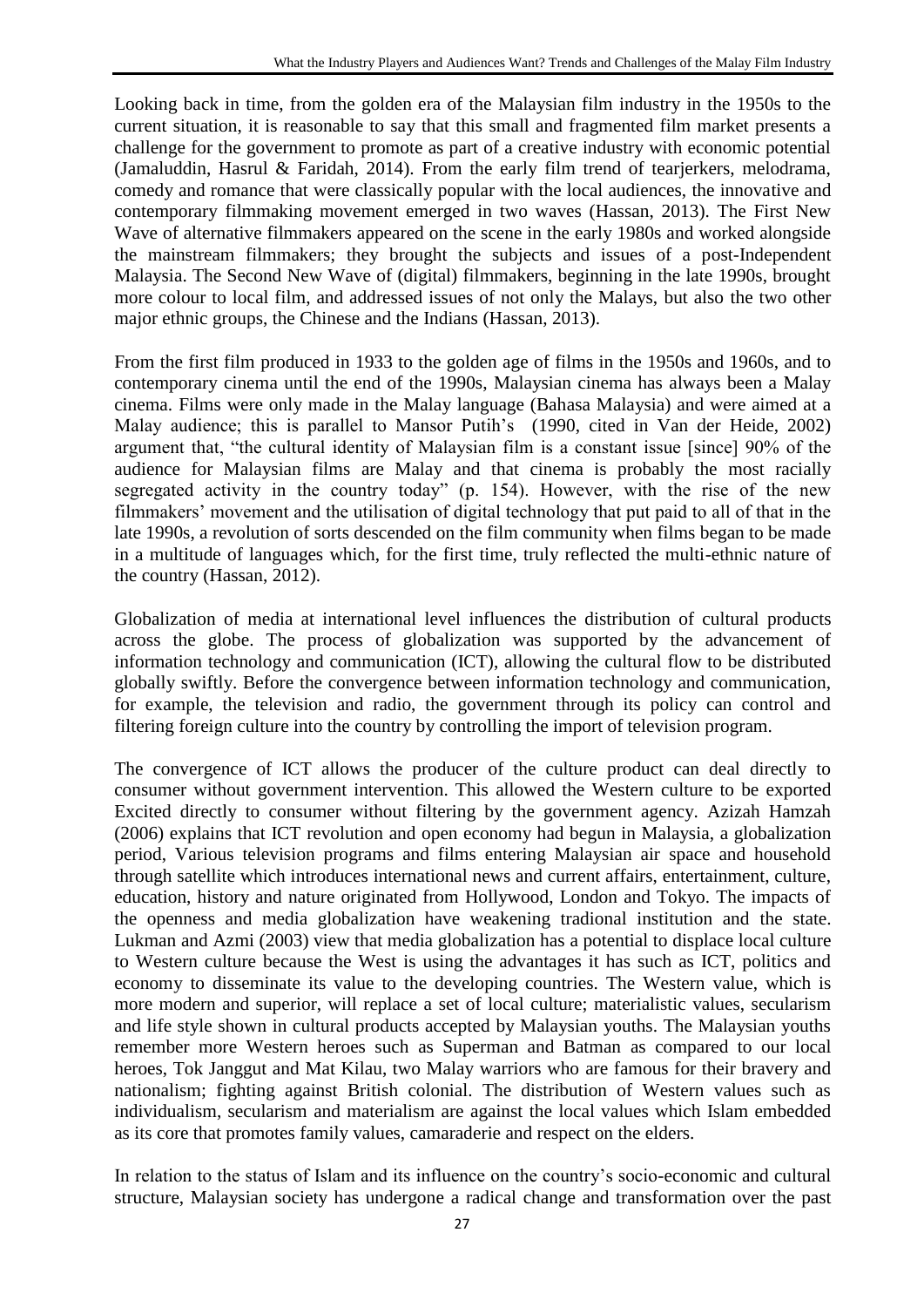Looking back in time, from the golden era of the Malaysian film industry in the 1950s to the current situation, it is reasonable to say that this small and fragmented film market presents a challenge for the government to promote as part of a creative industry with economic potential (Jamaluddin, Hasrul & Faridah, 2014). From the early film trend of tearjerkers, melodrama, comedy and romance that were classically popular with the local audiences, the innovative and contemporary filmmaking movement emerged in two waves (Hassan, 2013). The First New Wave of alternative filmmakers appeared on the scene in the early 1980s and worked alongside the mainstream filmmakers; they brought the subjects and issues of a post-Independent Malaysia. The Second New Wave of (digital) filmmakers, beginning in the late 1990s, brought more colour to local film, and addressed issues of not only the Malays, but also the two other major ethnic groups, the Chinese and the Indians (Hassan, 2013).

From the first film produced in 1933 to the golden age of films in the 1950s and 1960s, and to contemporary cinema until the end of the 1990s, Malaysian cinema has always been a Malay cinema. Films were only made in the Malay language (Bahasa Malaysia) and were aimed at a Malay audience; this is parallel to Mansor Putih's (1990, cited in Van der Heide, 2002) argument that, "the cultural identity of Malaysian film is a constant issue [since] 90% of the audience for Malaysian films are Malay and that cinema is probably the most racially segregated activity in the country today" (p. 154). However, with the rise of the new filmmakers' movement and the utilisation of digital technology that put paid to all of that in the late 1990s, a revolution of sorts descended on the film community when films began to be made in a multitude of languages which, for the first time, truly reflected the multi-ethnic nature of the country (Hassan, 2012).

Globalization of media at international level influences the distribution of cultural products across the globe. The process of globalization was supported by the advancement of information technology and communication (ICT), allowing the cultural flow to be distributed globally swiftly. Before the convergence between information technology and communication, for example, the television and radio, the government through its policy can control and filtering foreign culture into the country by controlling the import of television program.

The convergence of ICT allows the producer of the culture product can deal directly to consumer without government intervention. This allowed the Western culture to be exported Excited directly to consumer without filtering by the government agency. Azizah Hamzah (2006) explains that ICT revolution and open economy had begun in Malaysia, a globalization period, Various television programs and films entering Malaysian air space and household through satellite which introduces international news and current affairs, entertainment, culture, education, history and nature originated from Hollywood, London and Tokyo. The impacts of the openness and media globalization have weakening tradional institution and the state. Lukman and Azmi (2003) view that media globalization has a potential to displace local culture to Western culture because the West is using the advantages it has such as ICT, politics and economy to disseminate its value to the developing countries. The Western value, which is more modern and superior, will replace a set of local culture; materialistic values, secularism and life style shown in cultural products accepted by Malaysian youths. The Malaysian youths remember more Western heroes such as Superman and Batman as compared to our local heroes, Tok Janggut and Mat Kilau, two Malay warriors who are famous for their bravery and nationalism; fighting against British colonial. The distribution of Western values such as individualism, secularism and materialism are against the local values which Islam embedded as its core that promotes family values, camaraderie and respect on the elders.

In relation to the status of Islam and its influence on the country's socio-economic and cultural structure, Malaysian society has undergone a radical change and transformation over the past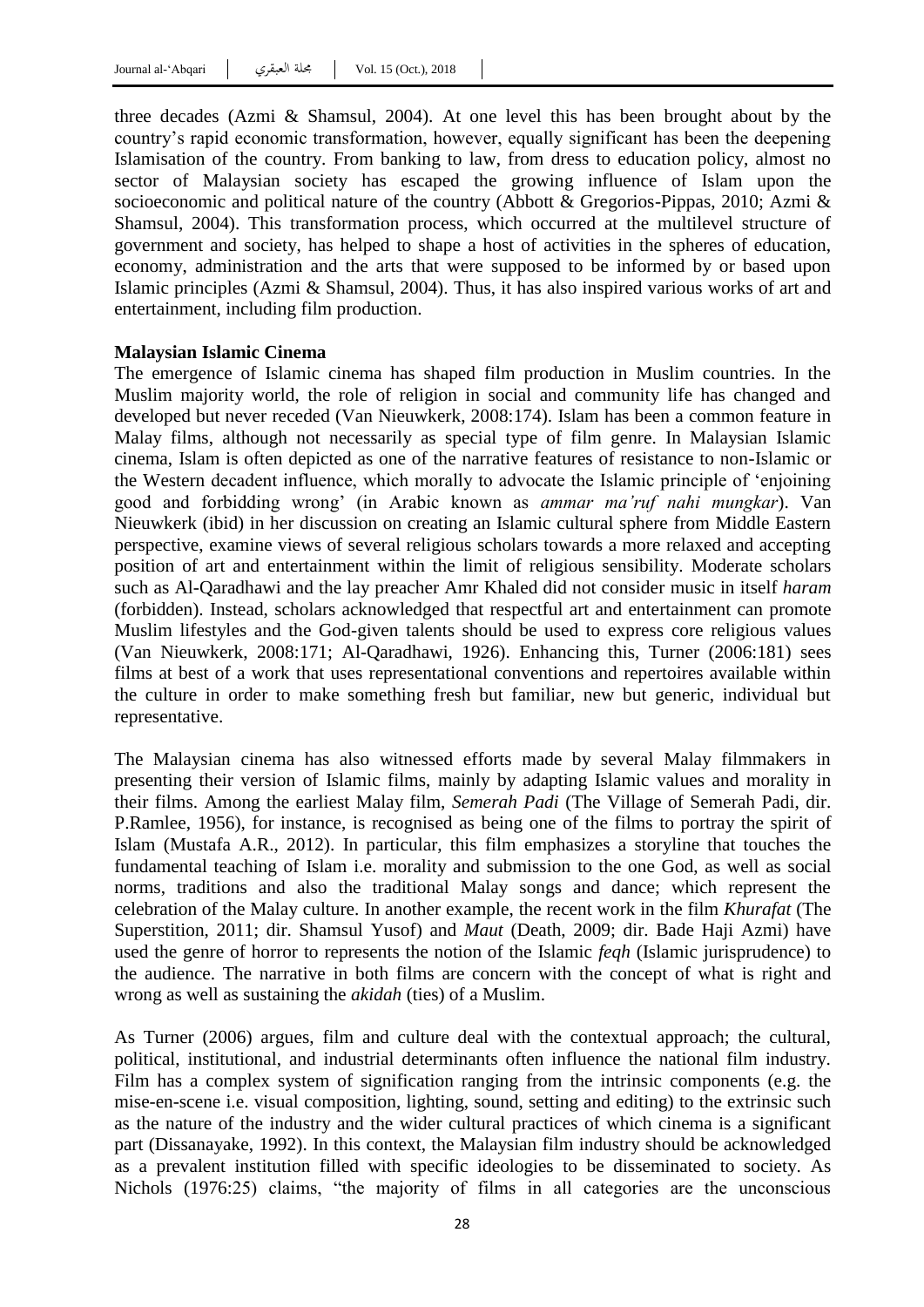three decades (Azmi & Shamsul, 2004). At one level this has been brought about by the country's rapid economic transformation, however, equally significant has been the deepening Islamisation of the country. From banking to law, from dress to education policy, almost no sector of Malaysian society has escaped the growing influence of Islam upon the socioeconomic and political nature of the country (Abbott & Gregorios-Pippas, 2010; Azmi & Shamsul, 2004). This transformation process, which occurred at the multilevel structure of government and society, has helped to shape a host of activities in the spheres of education, economy, administration and the arts that were supposed to be informed by or based upon Islamic principles (Azmi & Shamsul, 2004). Thus, it has also inspired various works of art and entertainment, including film production.

**Malaysian Islamic Cinema**

The emergence of Islamic cinema has shaped film production in Muslim countries. In the Muslim majority world, the role of religion in social and community life has changed and developed but never receded (Van Nieuwkerk, 2008:174). Islam has been a common feature in Malay films, although not necessarily as special type of film genre. In Malaysian Islamic cinema, Islam is often depicted as one of the narrative features of resistance to non-Islamic or the Western decadent influence, which morally to advocate the Islamic principle of 'enjoining good and forbidding wrong' (in Arabic known as *ammar ma'ruf nahi mungkar*). Van Nieuwkerk (ibid) in her discussion on creating an Islamic cultural sphere from Middle Eastern perspective, examine views of several religious scholars towards a more relaxed and accepting position of art and entertainment within the limit of religious sensibility. Moderate scholars such as Al-Qaradhawi and the lay preacher Amr Khaled did not consider music in itself *haram* (forbidden). Instead, scholars acknowledged that respectful art and entertainment can promote Muslim lifestyles and the God-given talents should be used to express core religious values (Van Nieuwkerk, 2008:171; Al-Qaradhawi, 1926). Enhancing this, Turner (2006:181) sees films at best of a work that uses representational conventions and repertoires available within the culture in order to make something fresh but familiar, new but generic, individual but representative.

The Malaysian cinema has also witnessed efforts made by several Malay filmmakers in presenting their version of Islamic films, mainly by adapting Islamic values and morality in their films. Among the earliest Malay film, *Semerah Padi* (The Village of Semerah Padi, dir. P.Ramlee, 1956), for instance, is recognised as being one of the films to portray the spirit of Islam (Mustafa A.R., 2012). In particular, this film emphasizes a storyline that touches the fundamental teaching of Islam i.e. morality and submission to the one God, as well as social norms, traditions and also the traditional Malay songs and dance; which represent the celebration of the Malay culture. In another example, the recent work in the film *Khurafat* (The Superstition, 2011; dir. Shamsul Yusof) and *Maut* (Death, 2009; dir. Bade Haji Azmi) have used the genre of horror to represents the notion of the Islamic *feqh* (Islamic jurisprudence) to the audience. The narrative in both films are concern with the concept of what is right and wrong as well as sustaining the *akidah* (ties) of a Muslim.

As Turner (2006) argues, film and culture deal with the contextual approach; the cultural, political, institutional, and industrial determinants often influence the national film industry. Film has a complex system of signification ranging from the intrinsic components (e.g. the mise-en-scene i.e. visual composition, lighting, sound, setting and editing) to the extrinsic such as the nature of the industry and the wider cultural practices of which cinema is a significant part (Dissanayake, 1992). In this context, the Malaysian film industry should be acknowledged as a prevalent institution filled with specific ideologies to be disseminated to society. As Nichols (1976:25) claims, "the majority of films in all categories are the unconscious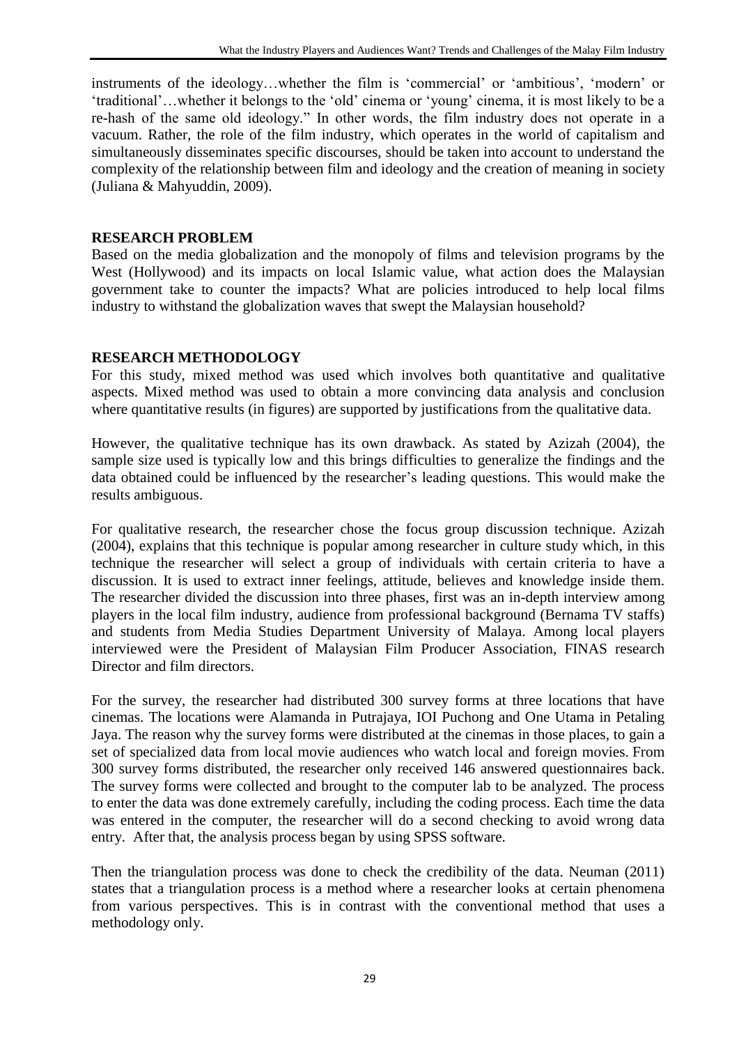instruments of the ideology…whether the film is 'commercial' or 'ambitious', 'modern' or 'traditional'…whether it belongs to the 'old' cinema or 'young' cinema, it is most likely to be a re-hash of the same old ideology." In other words, the film industry does not operate in a vacuum. Rather, the role of the film industry, which operates in the world of capitalism and simultaneously disseminates specific discourses, should be taken into account to understand the complexity of the relationship between film and ideology and the creation of meaning in society (Juliana & Mahyuddin, 2009).

## RESEARCH PROBLEM

Based on the media globalization and the monopoly of films and television programs by the West (Hollywood) and its impacts on local Islamic value, what action does the Malaysian government take to counter the impacts? What are policies introduced to help local films industry to withstand the globalization waves that swept the Malaysian household?

## RESEARCH METHODOLOGY

For this study, mixed method was used which involves both quantitative and qualitative aspects. Mixed method was used to obtain a more convincing data analysis and conclusion where quantitative results (in figures) are supported by justifications from the qualitative data.

However, the qualitative technique has its own drawback. As stated by Azizah (2004), the sample size used is typically low and this brings difficulties to generalize the findings and the data obtained could be influenced by the researcher's leading questions. This would make the results ambiguous.

For qualitative research, the researcher chose the focus group discussion technique. Azizah (2004), explains that this technique is popular among researcher in culture study which, in this technique the researcher will select a group of individuals with certain criteria to have a discussion. It is used to extract inner feelings, attitude, believes and knowledge inside them. The researcher divided the discussion into three phases, first was an in-depth interview among players in the local film industry, audience from professional background (Bernama TV staffs) and students from Media Studies Department University of Malaya. Among local players interviewed were the President of Malaysian Film Producer Association, FINAS research Director and film directors.

For the survey, the researcher had distributed 300 survey forms at three locations that have cinemas. The locations were Alamanda in Putrajaya, IOI Puchong and One Utama in Petaling Jaya. The reason why the survey forms were distributed at the cinemas in those places, to gain a set of specialized data from local movie audiences who watch local and foreign movies. From 300 survey forms distributed, the researcher only received 146 answered questionnaires back. The survey forms were collected and brought to the computer lab to be analyzed. The process to enter the data was done extremely carefully, including the coding process. Each time the data was entered in the computer, the researcher will do a second checking to avoid wrong data entry. After that, the analysis process began by using SPSS software.

Then the triangulation process was done to check the credibility of the data. Neuman (2011) states that a triangulation process is a method where a researcher looks at certain phenomena from various perspectives. This is in contrast with the conventional method that uses a methodology only.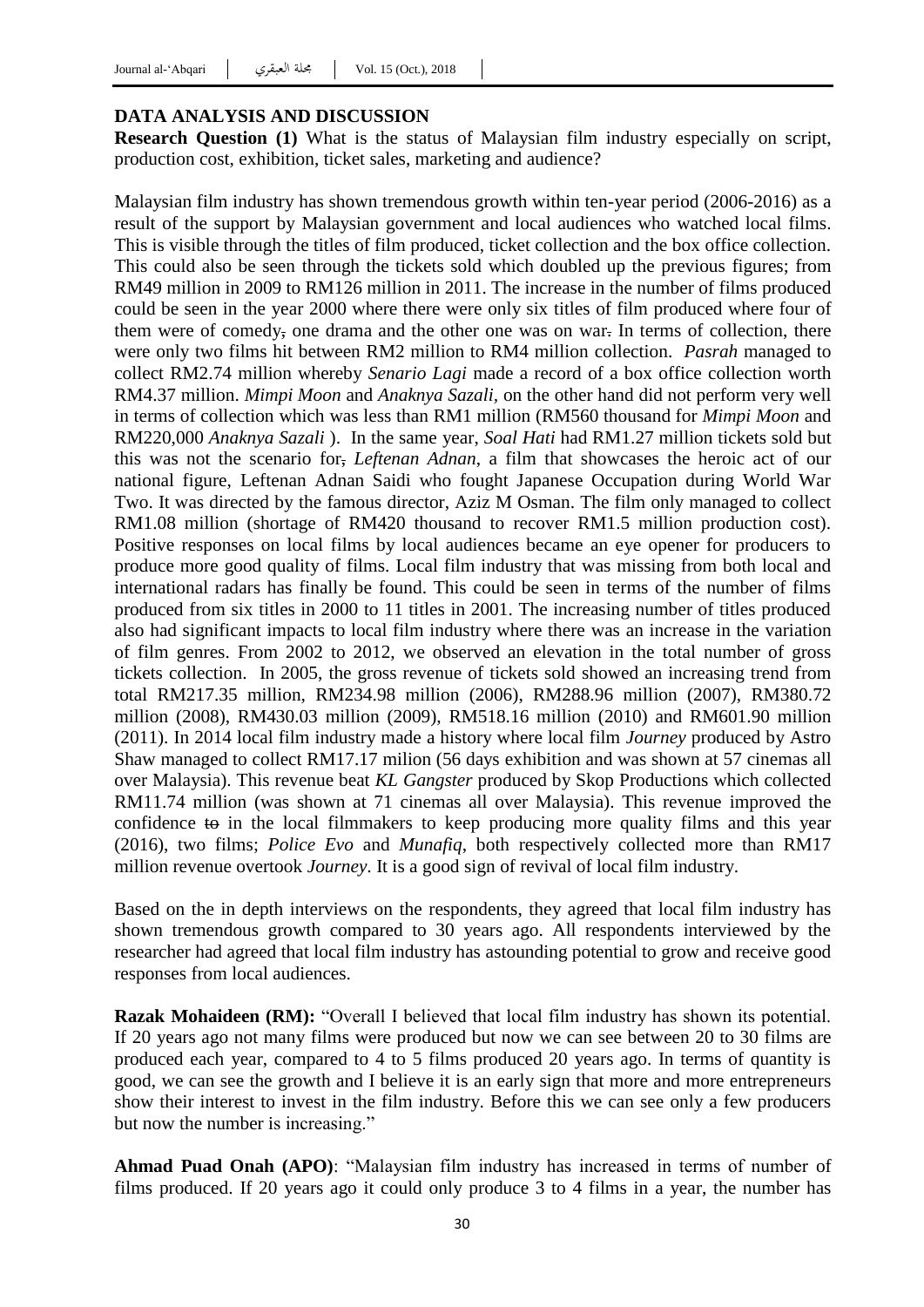## DATA ANALYSIS AND DISCUSSION

**Research Question (1)** What is the status of Malaysian film industry especially on script, production cost, exhibition, ticket sales, marketing and audience?

Malaysian film industry has shown tremendous growth within ten-year period (2006-2016) as a result of the support by Malaysian government and local audiences who watched local films. This is visible through the titles of film produced, ticket collection and the box office collection. This could also be seen through the tickets sold which doubled up the previous figures; from RM49 million in 2009 to RM126 million in 2011. The increase in the number of films produced could be seen in the year 2000 where there were only six titles of film produced where four of them were of comedy, one drama and the other one was on war. In terms of collection, there were only two films hit between RM2 million to RM4 million collection. *Pasrah* managed to collect RM2.74 million whereby *Senario Lagi* made a record of a box office collection worth RM4.37 million. *Mimpi Moon* and *Anaknya Sazali,* on the other hand did not perform very well in terms of collection which was less than RM1 million (RM560 thousand for *Mimpi Moon* and RM220,000 *Anaknya Sazali* ). In the same year, *Soal Hati* had RM1.27 million tickets sold but this was not the scenario for, *Leftenan Adnan*, a film that showcases the heroic act of our national figure, Leftenan Adnan Saidi who fought Japanese Occupation during World War Two. It was directed by the famous director, Aziz M Osman. The film only managed to collect RM1.08 million (shortage of RM420 thousand to recover RM1.5 million production cost). Positive responses on local films by local audiences became an eye opener for producers to produce more good quality of films. Local film industry that was missing from both local and international radars has finally be found. This could be seen in terms of the number of films produced from six titles in 2000 to 11 titles in 2001. The increasing number of titles produced also had significant impacts to local film industry where there was an increase in the variation of film genres. From 2002 to 2012, we observed an elevation in the total number of gross tickets collection. In 2005, the gross revenue of tickets sold showed an increasing trend from total RM217.35 million, RM234.98 million (2006), RM288.96 million (2007), RM380.72 million (2008), RM430.03 million (2009), RM518.16 million (2010) and RM601.90 million (2011). In 2014 local film industry made a history where local film *Journey* produced by Astro Shaw managed to collect RM17.17 milion (56 days exhibition and was shown at 57 cinemas all over Malaysia). This revenue beat *KL Gangster* produced by Skop Productions which collected RM11.74 million (was shown at 71 cinemas all over Malaysia). This revenue improved the confidence to in the local filmmakers to keep producing more quality films and this year (2016), two films; *Police Evo* and *Munafiq*, both respectively collected more than RM17 million revenue overtook *Journey*. It is a good sign of revival of local film industry.

Based on the in depth interviews on the respondents, they agreed that local film industry has shown tremendous growth compared to 30 years ago. All respondents interviewed by the researcher had agreed that local film industry has astounding potential to grow and receive good responses from local audiences.

**Razak Mohaideen (RM):** "Overall I believed that local film industry has shown its potential. If 20 years ago not many films were produced but now we can see between 20 to 30 films are produced each year, compared to 4 to 5 films produced 20 years ago. In terms of quantity is good, we can see the growth and I believe it is an early sign that more and more entrepreneurs show their interest to invest in the film industry. Before this we can see only a few producers but now the number is increasing."

**Ahmad Puad Onah (APO)**: "Malaysian film industry has increased in terms of number of films produced. If 20 years ago it could only produce 3 to 4 films in a year, the number has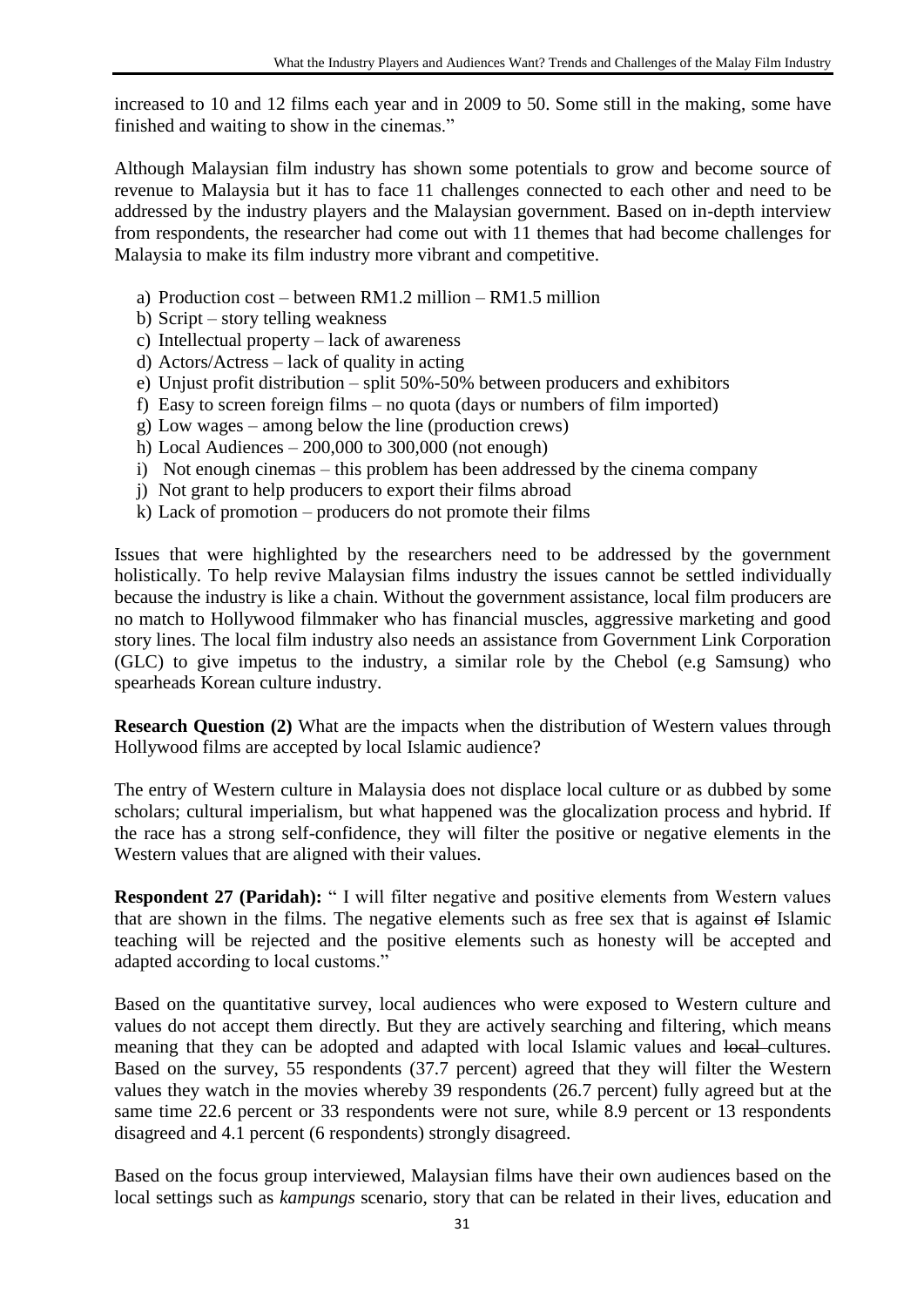increased to 10 and 12 films each year and in 2009 to 50. Some still in the making, some have finished and waiting to show in the cinemas."

Although Malaysian film industry has shown some potentials to grow and become source of revenue to Malaysia but it has to face 11 challenges connected to each other and need to be addressed by the industry players and the Malaysian government. Based on in-depth interview from respondents, the researcher had come out with 11 themes that had become challenges for Malaysia to make its film industry more vibrant and competitive.

a) Production cost – between RM1.2 million – RM1.5 million
b) Script – story telling weakness
c) Intellectual property – lack of awareness
d) Actors/Actress – lack of quality in acting
e) Unjust profit distribution – split 50%-50% between producers and exhibitors
f) Easy to screen foreign films – no quota (days or numbers of film imported)
g) Low wages – among below the line (production crews)
h) Local Audiences – 200,000 to 300,000 (not enough)
i) Not enough cinemas – this problem has been addressed by the cinema company
j) Not grant to help producers to export their films abroad
k) Lack of promotion – producers do not promote their films

Issues that were highlighted by the researchers need to be addressed by the government holistically. To help revive Malaysian films industry the issues cannot be settled individually because the industry is like a chain. Without the government assistance, local film producers are no match to Hollywood filmmaker who has financial muscles, aggressive marketing and good story lines. The local film industry also needs an assistance from Government Link Corporation (GLC) to give impetus to the industry, a similar role by the Chebol (e.g Samsung) who spearheads Korean culture industry.

**Research Question (2)** What are the impacts when the distribution of Western values through Hollywood films are accepted by local Islamic audience?

The entry of Western culture in Malaysia does not displace local culture or as dubbed by some scholars; cultural imperialism, but what happened was the glocalization process and hybrid. If the race has a strong self-confidence, they will filter the positive or negative elements in the Western values that are aligned with their values.

**Respondent 27 (Paridah):** " I will filter negative and positive elements from Western values that are shown in the films. The negative elements such as free sex that is against ~~of~~ Islamic teaching will be rejected and the positive elements such as honesty will be accepted and adapted according to local customs."

Based on the quantitative survey, local audiences who were exposed to Western culture and values do not accept them directly. But they are actively searching and filtering, which means meaning that they can be adopted and adapted with local Islamic values and ~~local~~ cultures. Based on the survey, 55 respondents (37.7 percent) agreed that they will filter the Western values they watch in the movies whereby 39 respondents (26.7 percent) fully agreed but at the same time 22.6 percent or 33 respondents were not sure, while 8.9 percent or 13 respondents disagreed and 4.1 percent (6 respondents) strongly disagreed.

Based on the focus group interviewed, Malaysian films have their own audiences based on the local settings such as *kampungs* scenario, story that can be related in their lives, education and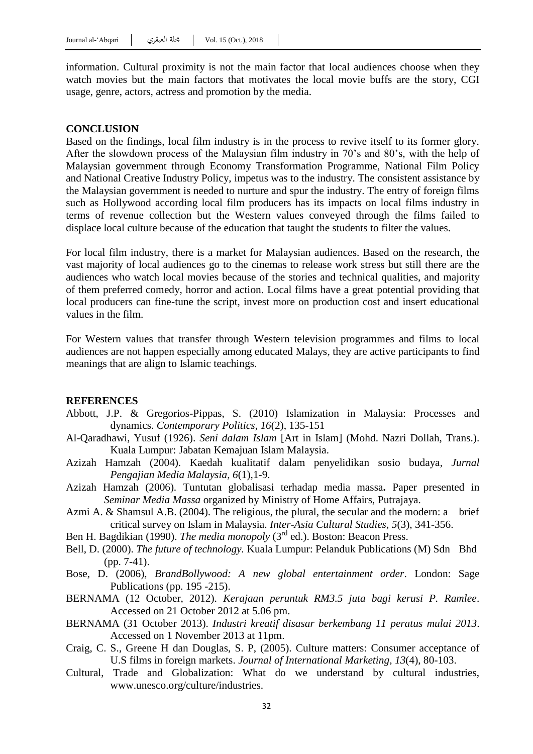information. Cultural proximity is not the main factor that local audiences choose when they watch movies but the main factors that motivates the local movie buffs are the story, CGI usage, genre, actors, actress and promotion by the media.

## CONCLUSION

Based on the findings, local film industry is in the process to revive itself to its former glory. After the slowdown process of the Malaysian film industry in 70's and 80's, with the help of Malaysian government through Economy Transformation Programme, National Film Policy and National Creative Industry Policy, impetus was to the industry. The consistent assistance by the Malaysian government is needed to nurture and spur the industry. The entry of foreign films such as Hollywood according local film producers has its impacts on local films industry in terms of revenue collection but the Western values conveyed through the films failed to displace local culture because of the education that taught the students to filter the values.

For local film industry, there is a market for Malaysian audiences. Based on the research, the vast majority of local audiences go to the cinemas to release work stress but still there are the audiences who watch local movies because of the stories and technical qualities, and majority of them preferred comedy, horror and action. Local films have a great potential providing that local producers can fine-tune the script, invest more on production cost and insert educational values in the film.

For Western values that transfer through Western television programmes and films to local audiences are not happen especially among educated Malays, they are active participants to find meanings that are align to Islamic teachings.

## REFERENCES

Abbott, J.P. & Gregorios-Pippas, S. (2010) Islamization in Malaysia: Processes and dynamics. *Contemporary Politics*, *16*(2), 135-151

Al-Qaradhawi, Yusuf (1926). *Seni dalam Islam* [Art in Islam] (Mohd. Nazri Dollah, Trans.). Kuala Lumpur: Jabatan Kemajuan Islam Malaysia.

Azizah Hamzah (2004). Kaedah kualitatif dalam penyelidikan sosio budaya, *Jurnal Pengajian Media Malaysia, 6*(1),1-9.

Azizah Hamzah (2006). Tuntutan globalisasi terhadap media massa**.** Paper presented in *Seminar Media Massa* organized by Ministry of Home Affairs, Putrajaya.

Azmi A. & Shamsul A.B. (2004). The religious, the plural, the secular and the modern: a brief critical survey on Islam in Malaysia. *Inter-Asia Cultural Studies*, *5*(3), 341-356.

Ben H. Bagdikian (1990). *The media monopoly* (3rd ed.). Boston: Beacon Press.

Bell, D. (2000). *The future of technology*. Kuala Lumpur: Pelanduk Publications (M) Sdn Bhd (pp. 7-41).

Bose, D. (2006), *BrandBollywood: A new global entertainment order*. London: Sage Publications (pp. 195 -215).

BERNAMA (12 October, 2012). *Kerajaan peruntuk RM3.5 juta bagi kerusi P. Ramlee*. Accessed on 21 October 2012 at 5.06 pm.

BERNAMA (31 October 2013). *Industri kreatif disasar berkembang 11 peratus mulai 2013*. Accessed on 1 November 2013 at 11pm.

Craig, C. S., Greene H dan Douglas, S. P, (2005). Culture matters: Consumer acceptance of U.S films in foreign markets. *Journal of International Marketing, 13*(4), 80-103.

Cultural, Trade and Globalization: What do we understand by cultural industries, www.unesco.org/culture/industries.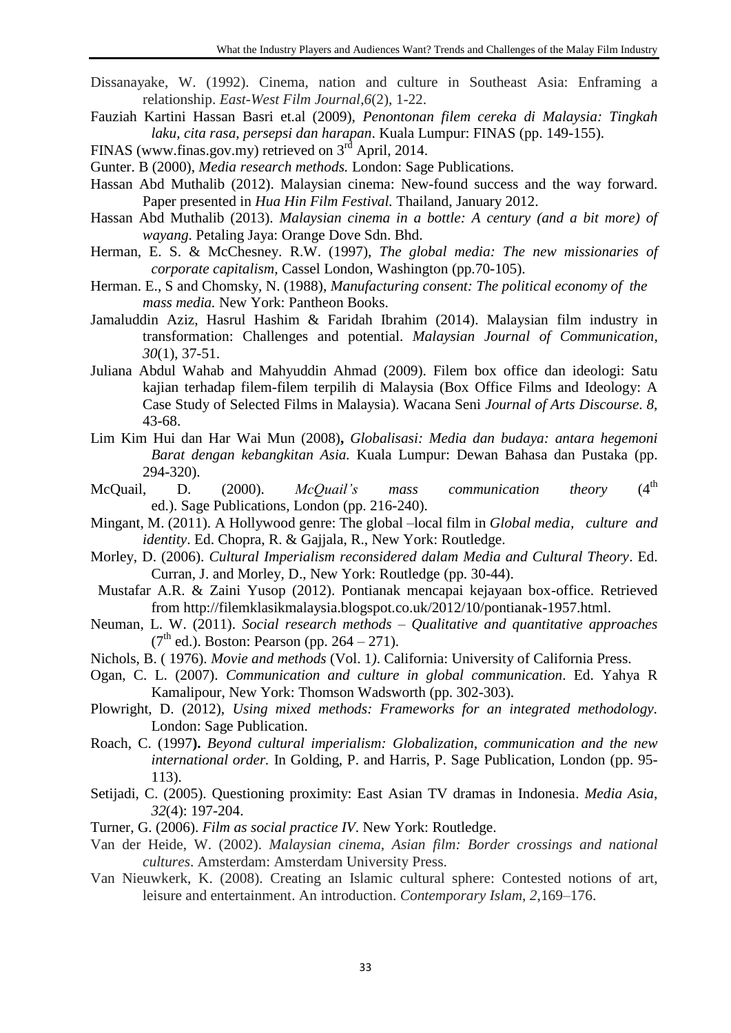Dissanayake, W. (1992). Cinema, nation and culture in Southeast Asia: Enframing a relationship. *East-West Film Journal*,*6*(2), 1-22.

Fauziah Kartini Hassan Basri et.al (2009), *Penontonan filem cereka di Malaysia: Tingkah laku, cita rasa, persepsi dan harapan*. Kuala Lumpur: FINAS (pp. 149-155).

FINAS (www.finas.gov.my) retrieved on 3rd April, 2014.

Gunter. B (2000), *Media research methods.* London: Sage Publications.

Hassan Abd Muthalib (2012). Malaysian cinema: New-found success and the way forward. Paper presented in *Hua Hin Film Festival.* Thailand, January 2012.

Hassan Abd Muthalib (2013). *Malaysian cinema in a bottle: A century (and a bit more) of wayang*. Petaling Jaya: Orange Dove Sdn. Bhd.

Herman, E. S. & McChesney. R.W. (1997), *The global media: The new missionaries of corporate capitalism,* Cassel London, Washington (pp.70-105).

Herman. E., S and Chomsky, N. (1988), *Manufacturing consent: The political economy of the mass media.* New York: Pantheon Books.

Jamaluddin Aziz, Hasrul Hashim & Faridah Ibrahim (2014). Malaysian film industry in transformation: Challenges and potential. *Malaysian Journal of Communication*, *30*(1), 37-51.

Juliana Abdul Wahab and Mahyuddin Ahmad (2009). Filem box office dan ideologi: Satu kajian terhadap filem-filem terpilih di Malaysia (Box Office Films and Ideology: A Case Study of Selected Films in Malaysia). Wacana Seni *Journal of Arts Discourse*. *8*, 43-68.

Lim Kim Hui dan Har Wai Mun (2008)**,** *Globalisasi: Media dan budaya: antara hegemoni Barat dengan kebangkitan Asia.* Kuala Lumpur: Dewan Bahasa dan Pustaka (pp. 294-320).

McQuail, D. (2000). *McQuail's mass communication theory* (4th ed.). Sage Publications, London (pp. 216-240).

Mingant, M. (2011). A Hollywood genre: The global –local film in *Global media, culture and identity*. Ed. Chopra, R. & Gajjala, R., New York: Routledge.

Morley, D. (2006). *Cultural Imperialism reconsidered dalam Media and Cultural Theory*. Ed. Curran, J. and Morley, D., New York: Routledge (pp. 30-44).

Mustafar A.R. & Zaini Yusop (2012). Pontianak mencapai kejayaan box-office. Retrieved from http://filemklasikmalaysia.blogspot.co.uk/2012/10/pontianak-1957.html.

Neuman, L. W. (2011). *Social research methods – Qualitative and quantitative approaches* (7th ed.). Boston: Pearson (pp. 264 – 271).

Nichols, B. ( 1976). *Movie and methods* (Vol. 1*)*. California: University of California Press.

Ogan, C. L. (2007). *Communication and culture in global communication*. Ed. Yahya R Kamalipour, New York: Thomson Wadsworth (pp. 302-303).

Plowright, D. (2012), *Using mixed methods: Frameworks for an integrated methodology*. London: Sage Publication.

Roach, C. (1997**).** *Beyond cultural imperialism: Globalization, communication and the new international order.* In Golding, P. and Harris, P. Sage Publication, London (pp. 95-113).

Setijadi, C. (2005). Questioning proximity: East Asian TV dramas in Indonesia. *Media Asia*, *32*(4): 197-204.

Turner, G. (2006). *Film as social practice IV*. New York: Routledge.

Van der Heide, W. (2002). *Malaysian cinema, Asian film: Border crossings and national cultures*. Amsterdam: Amsterdam University Press.

Van Nieuwkerk, K. (2008). Creating an Islamic cultural sphere: Contested notions of art, leisure and entertainment. An introduction. *Contemporary Islam*, *2*,169–176.